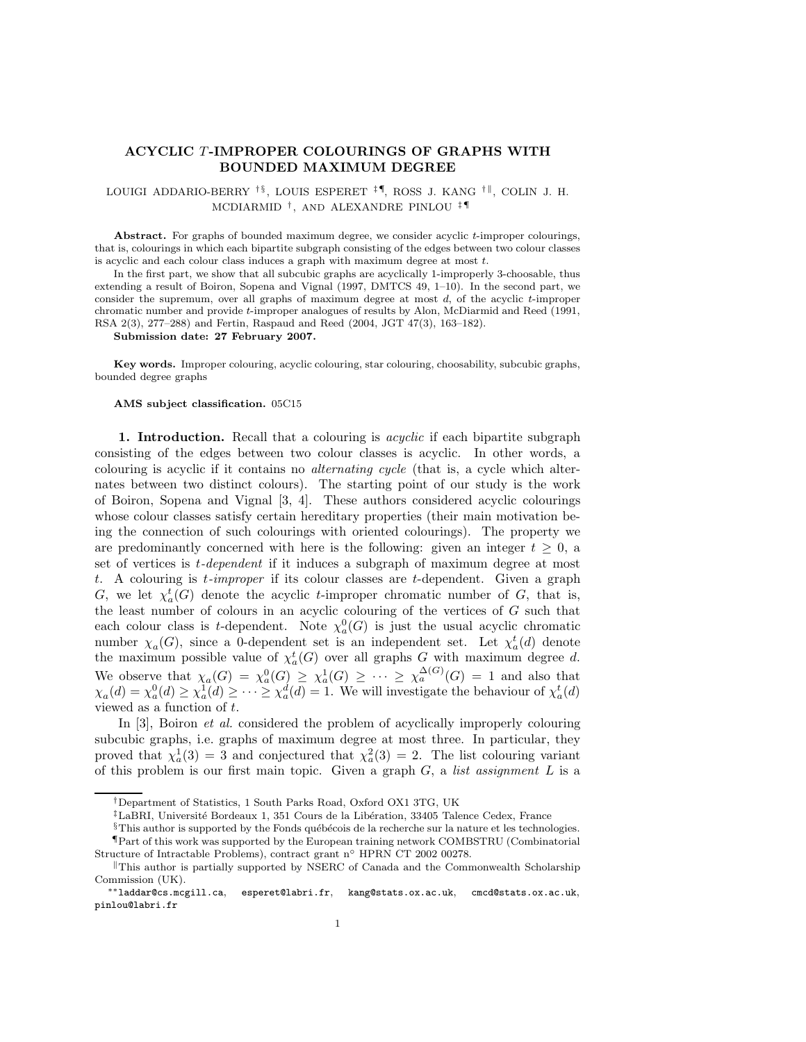# ACYCLIC $T$-IMPROPER COLOURINGS OF GRAPHS WITH BOUNDED MAXIMUM DEGREE

LOUIGI ADDARIO-BERRY [†§], LOUIS ESPERET [‡¶], ROSS J. KANG [†‖], COLIN J. H. MCDIARMID [†], AND ALEXANDRE PINLOU [‡¶]

**Abstract.** For graphs of bounded maximum degree, we consider acyclic $t$-improper colourings, that is, colourings in which each bipartite subgraph consisting of the edges between two colour classes is acyclic and each colour class induces a graph with maximum degree at most $t$.

In the first part, we show that all subcubic graphs are acyclically 1-improperly 3-choosable, thus extending a result of Boiron, Sopena and Vignal (1997, DMTCS 49, 1–10). In the second part, we consider the supremum, over all graphs of maximum degree at most $d$, of the acyclic $t$-improper chromatic number and provide $t$-improper analogues of results by Alon, McDiarmid and Reed (1991, RSA 2(3), 277–288) and Fertin, Raspaud and Reed (2004, JGT 47(3), 163–182).

**Submission date: 27 February 2007.**

**Key words.** Improper colouring, acyclic colouring, star colouring, choosability, subcubic graphs, bounded degree graphs

**AMS subject classification.** 05C15

## 1. Introduction.

Recall that a colouring is *acyclic* if each bipartite subgraph consisting of the edges between two colour classes is acyclic. In other words, a colouring is acyclic if it contains no *alternating cycle* (that is, a cycle which alternates between two distinct colours). The starting point of our study is the work of Boiron, Sopena and Vignal [3, 4]. These authors considered acyclic colourings whose colour classes satisfy certain hereditary properties (their main motivation being the connection of such colourings with oriented colourings). The property we are predominantly concerned with here is the following: given an integer $t \geq 0$, a set of vertices is *$t$-dependent* if it induces a subgraph of maximum degree at most $t$. A colouring is *$t$-improper* if its colour classes are $t$-dependent. Given a graph $G$, we let $\chi_a^t(G)$ denote the acyclic $t$-improper chromatic number of $G$, that is, the least number of colours in an acyclic colouring of the vertices of $G$ such that each colour class is $t$-dependent. Note $\chi_a^0(G)$ is just the usual acyclic chromatic number $\chi_a(G)$, since a 0-dependent set is an independent set. Let $\chi_a^t(d)$ denote the maximum possible value of $\chi_a^t(G)$ over all graphs $G$ with maximum degree $d$. We observe that $\chi_a(G) = \chi_a^0(G) \geq \chi_a^1(G) \geq \cdots \geq \chi_a^{\Delta(G)}(G) = 1$ and also that $\chi_a(d) = \chi_a^0(d) \geq \chi_a^1(d) \geq \cdots \geq \chi_a^d(d) = 1$. We will investigate the behaviour of $\chi_a^t(d)$ viewed as a function of $t$.

In [3], Boiron *et al.* considered the problem of acyclically improperly colouring subcubic graphs, i.e. graphs of maximum degree at most three. In particular, they proved that $\chi_a^1(3) = 3$ and conjectured that $\chi_a^2(3) = 2$. The list colouring variant of this problem is our first main topic. Given a graph $G$, a *list assignment* $L$ is a

---

[†] Department of Statistics, 1 South Parks Road, Oxford OX1 3TG, UK

[‡] LaBRI, Université Bordeaux 1, 351 Cours de la Libération, 33405 Talence Cedex, France

[§] This author is supported by the Fonds québécois de la recherche sur la nature et les technologies.

[¶] Part of this work was supported by the European training network COMBSTRU (Combinatorial Structure of Intractable Problems), contract grant n° HPRN CT 2002 00278.

[‖] This author is partially supported by NSERC of Canada and the Commonwealth Scholarship Commission (UK).

[**] laddar@cs.mcgill.ca, esperet@labri.fr, kang@stats.ox.ac.uk, cmcd@stats.ox.ac.uk, pinlou@labri.fr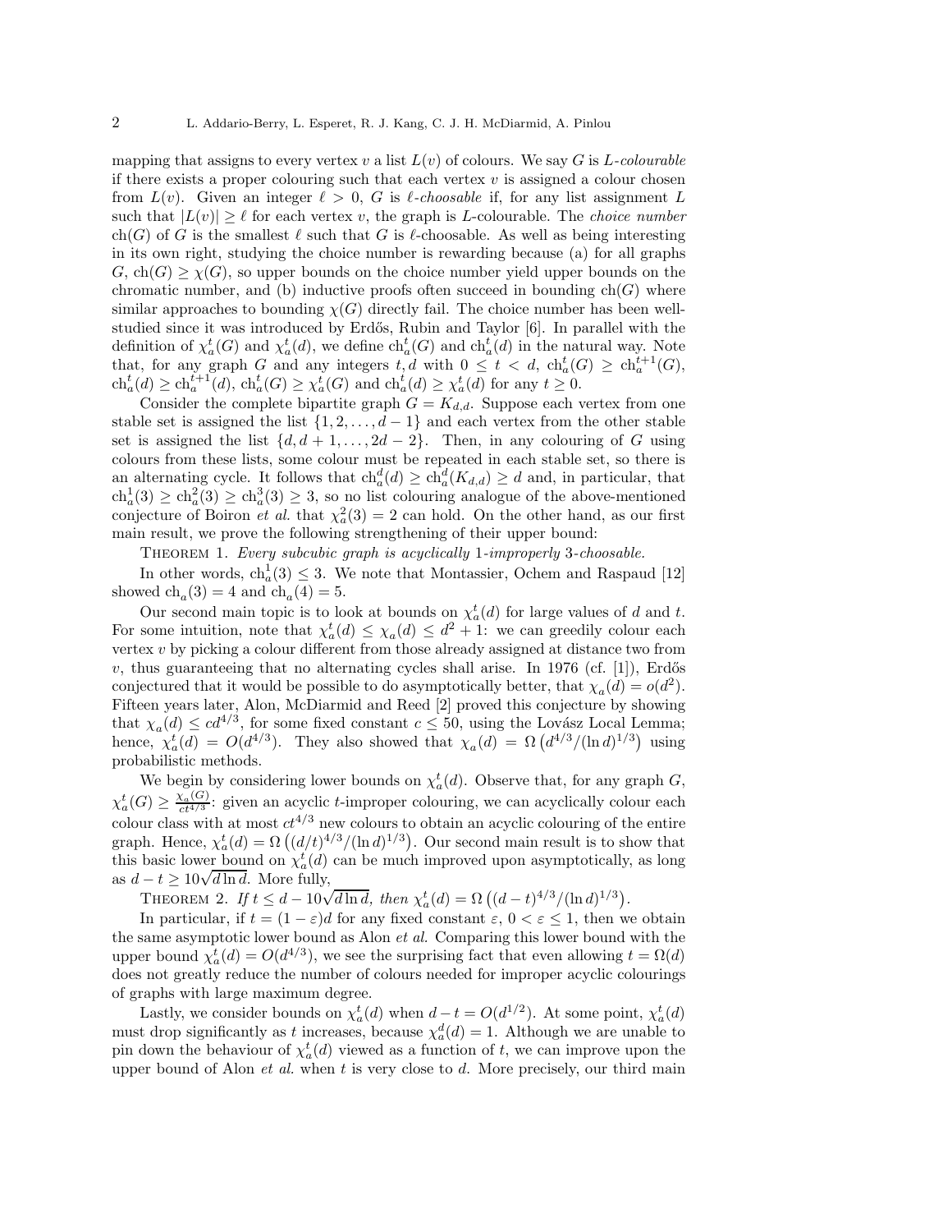mapping that assigns to every vertex $v$ a list $L(v)$ of colours. We say $G$ is *$L$-colourable* if there exists a proper colouring such that each vertex $v$ is assigned a colour chosen from $L(v)$. Given an integer $\ell > 0$, $G$ is *$\ell$-choosable* if, for any list assignment $L$ such that $|L(v)| \geq \ell$ for each vertex $v$, the graph is $L$-colourable. The *choice number* $\mathrm{ch}(G)$ of $G$ is the smallest $\ell$ such that $G$ is $\ell$-choosable. As well as being interesting in its own right, studying the choice number is rewarding because (a) for all graphs $G$, $\mathrm{ch}(G) \geq \chi(G)$, so upper bounds on the choice number yield upper bounds on the chromatic number, and (b) inductive proofs often succeed in bounding $\mathrm{ch}(G)$ where similar approaches to bounding $\chi(G)$ directly fail. The choice number has been well-studied since it was introduced by Erdős, Rubin and Taylor [6]. In parallel with the definition of $\chi_a^t(G)$ and $\chi_a^t(d)$, we define $\mathrm{ch}_a^t(G)$ and $\mathrm{ch}_a^t(d)$ in the natural way. Note that, for any graph $G$ and any integers $t, d$ with $0 \leq t < d$, $\mathrm{ch}_a^t(G) \geq \mathrm{ch}_a^{t+1}(G)$, $\mathrm{ch}_a^t(d) \geq \mathrm{ch}_a^{t+1}(d)$, $\mathrm{ch}_a^t(G) \geq \chi_a^t(G)$ and $\mathrm{ch}_a^t(d) \geq \chi_a^t(d)$ for any $t \geq 0$.

Consider the complete bipartite graph $G = K_{d,d}$. Suppose each vertex from one stable set is assigned the list $\{1, 2, \ldots, d-1\}$ and each vertex from the other stable set is assigned the list $\{d, d+1, \ldots, 2d-2\}$. Then, in any colouring of $G$ using colours from these lists, some colour must be repeated in each stable set, so there is an alternating cycle. It follows that $\mathrm{ch}_a^d(d) \geq \mathrm{ch}_a^d(K_{d,d}) \geq d$ and, in particular, that $\mathrm{ch}_a^1(3) \geq \mathrm{ch}_a^2(3) \geq \mathrm{ch}_a^3(3) \geq 3$, so no list colouring analogue of the above-mentioned conjecture of Boiron *et al.* that $\chi_a^2(3) = 2$ can hold. On the other hand, as our first main result, we prove the following strengthening of their upper bound:

Theorem 1. *Every subcubic graph is acyclically 1-improperly 3-choosable.*

In other words, $\mathrm{ch}_a^1(3) \leq 3$. We note that Montassier, Ochem and Raspaud [12] showed $\mathrm{ch}_a(3) = 4$ and $\mathrm{ch}_a(4) = 5$.

Our second main topic is to look at bounds on $\chi_a^t(d)$ for large values of $d$ and $t$. For some intuition, note that $\chi_a^t(d) \leq \chi_a(d) \leq d^2 + 1$: we can greedily colour each vertex $v$ by picking a colour different from those already assigned at distance two from $v$, thus guaranteeing that no alternating cycles shall arise. In 1976 (cf. [1]), Erdős conjectured that it would be possible to do asymptotically better, that $\chi_a(d) = o(d^2)$. Fifteen years later, Alon, McDiarmid and Reed [2] proved this conjecture by showing that $\chi_a(d) \leq cd^{4/3}$, for some fixed constant $c \leq 50$, using the Lovász Local Lemma; hence, $\chi_a^t(d) = O(d^{4/3})$. They also showed that $\chi_a(d) = \Omega\left(d^{4/3}/(\ln d)^{1/3}\right)$ using probabilistic methods.

We begin by considering lower bounds on $\chi_a^t(d)$. Observe that, for any graph $G$, $\chi_a^t(G) \geq \frac{\chi_a(G)}{ct^{4/3}}$: given an acyclic $t$-improper colouring, we can acyclically colour each colour class with at most $ct^{4/3}$ new colours to obtain an acyclic colouring of the entire graph. Hence, $\chi_a^t(d) = \Omega\left((d/t)^{4/3}/(\ln d)^{1/3}\right)$. Our second main result is to show that this basic lower bound on $\chi_a^t(d)$ can be much improved upon asymptotically, as long as $d - t \geq 10\sqrt{d \ln d}$. More fully,

Theorem 2. *If $t \leq d - 10\sqrt{d \ln d}$, then $\chi_a^t(d) = \Omega\left((d-t)^{4/3}/(\ln d)^{1/3}\right)$.*

In particular, if $t = (1-\varepsilon)d$ for any fixed constant $\varepsilon$, $0 < \varepsilon \leq 1$, then we obtain the same asymptotic lower bound as Alon *et al.* Comparing this lower bound with the upper bound $\chi_a^t(d) = O(d^{4/3})$, we see the surprising fact that even allowing $t = \Omega(d)$ does not greatly reduce the number of colours needed for improper acyclic colourings of graphs with large maximum degree.

Lastly, we consider bounds on $\chi_a^t(d)$ when $d - t = O(d^{1/2})$. At some point, $\chi_a^t(d)$ must drop significantly as $t$ increases, because $\chi_a^d(d) = 1$. Although we are unable to pin down the behaviour of $\chi_a^t(d)$ viewed as a function of $t$, we can improve upon the upper bound of Alon *et al.* when $t$ is very close to $d$. More precisely, our third main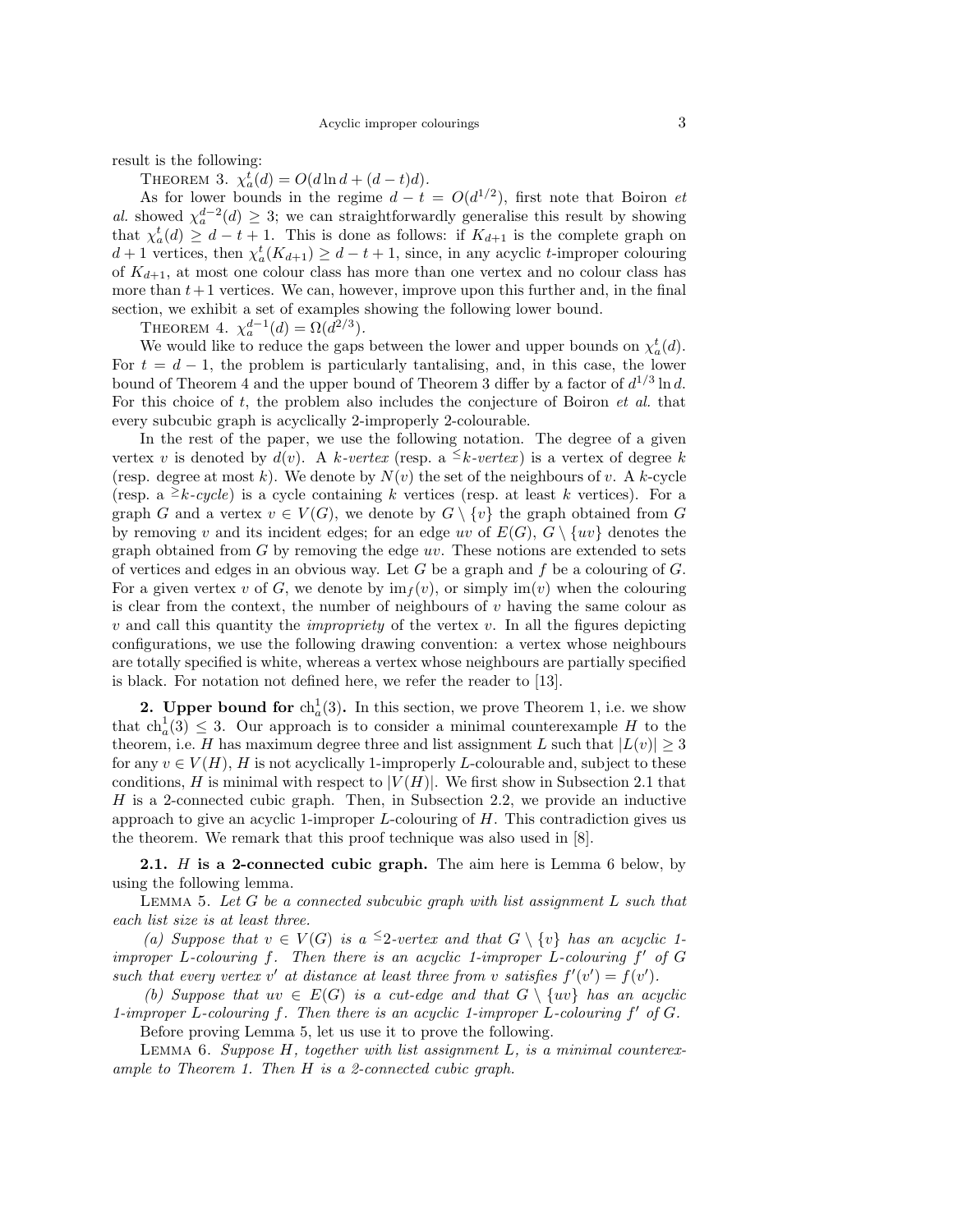result is the following:

THEOREM 3. $\chi_a^t(d) = O(d \ln d + (d-t)d)$.

As for lower bounds in the regime $d - t = O(d^{1/2})$, first note that Boiron *et al.* showed $\chi_a^{d-2}(d) \geq 3$; we can straightforwardly generalise this result by showing that $\chi_a^t(d) \geq d - t + 1$. This is done as follows: if $K_{d+1}$ is the complete graph on $d+1$ vertices, then $\chi_a^t(K_{d+1}) \geq d - t + 1$, since, in any acyclic $t$-improper colouring of $K_{d+1}$, at most one colour class has more than one vertex and no colour class has more than $t+1$ vertices. We can, however, improve upon this further and, in the final section, we exhibit a set of examples showing the following lower bound.

THEOREM 4. $\chi_a^{d-1}(d) = \Omega(d^{2/3})$.

We would like to reduce the gaps between the lower and upper bounds on $\chi_a^t(d)$. For $t = d-1$, the problem is particularly tantalising, and, in this case, the lower bound of Theorem 4 and the upper bound of Theorem 3 differ by a factor of $d^{1/3} \ln d$. For this choice of $t$, the problem also includes the conjecture of Boiron *et al.* that every subcubic graph is acyclically 2-improperly 2-colourable.

In the rest of the paper, we use the following notation. The degree of a given vertex $v$ is denoted by $d(v)$. A *$k$-vertex* (resp. a *$^{\leq}k$-vertex*) is a vertex of degree $k$ (resp. degree at most $k$). We denote by $N(v)$ the set of the neighbours of $v$. A $k$-cycle (resp. a *$^{\geq}k$-cycle*) is a cycle containing $k$ vertices (resp. at least $k$ vertices). For a graph $G$ and a vertex $v \in V(G)$, we denote by $G \setminus \{v\}$ the graph obtained from $G$ by removing $v$ and its incident edges; for an edge $uv$ of $E(G)$, $G \setminus \{uv\}$ denotes the graph obtained from $G$ by removing the edge $uv$. These notions are extended to sets of vertices and edges in an obvious way. Let $G$ be a graph and $f$ be a colouring of $G$. For a given vertex $v$ of $G$, we denote by $\mathrm{im}_f(v)$, or simply $\mathrm{im}(v)$ when the colouring is clear from the context, the number of neighbours of $v$ having the same colour as $v$ and call this quantity the *impropriety* of the vertex $v$. In all the figures depicting configurations, we use the following drawing convention: a vertex whose neighbours are totally specified is white, whereas a vertex whose neighbours are partially specified is black. For notation not defined here, we refer the reader to [13].

## 2. Upper bound for $\mathrm{ch}_a^1(3)$.

In this section, we prove Theorem 1, i.e. we show that $\mathrm{ch}_a^1(3) \leq 3$. Our approach is to consider a minimal counterexample $H$ to the theorem, i.e. $H$ has maximum degree three and list assignment $L$ such that $|L(v)| \geq 3$ for any $v \in V(H)$, $H$ is not acyclically 1-improperly $L$-colourable and, subject to these conditions, $H$ is minimal with respect to $|V(H)|$. We first show in Subsection 2.1 that $H$ is a 2-connected cubic graph. Then, in Subsection 2.2, we provide an inductive approach to give an acyclic 1-improper $L$-colouring of $H$. This contradiction gives us the theorem. We remark that this proof technique was also used in [8].

### 2.1. $H$ is a 2-connected cubic graph.

The aim here is Lemma 6 below, by using the following lemma.

LEMMA 5. *Let $G$ be a connected subcubic graph with list assignment $L$ such that each list size is at least three.*

*(a) Suppose that $v \in V(G)$ is a $^{\leq}2$-vertex and that $G \setminus \{v\}$ has an acyclic 1-improper $L$-colouring $f$. Then there is an acyclic 1-improper $L$-colouring $f'$ of $G$ such that every vertex $v'$ at distance at least three from $v$ satisfies $f'(v') = f(v')$.*

*(b) Suppose that $uv \in E(G)$ is a cut-edge and that $G \setminus \{uv\}$ has an acyclic 1-improper $L$-colouring $f$. Then there is an acyclic 1-improper $L$-colouring $f'$ of $G$.*

Before proving Lemma 5, let us use it to prove the following.

LEMMA 6. *Suppose $H$, together with list assignment $L$, is a minimal counterexample to Theorem 1. Then $H$ is a 2-connected cubic graph.*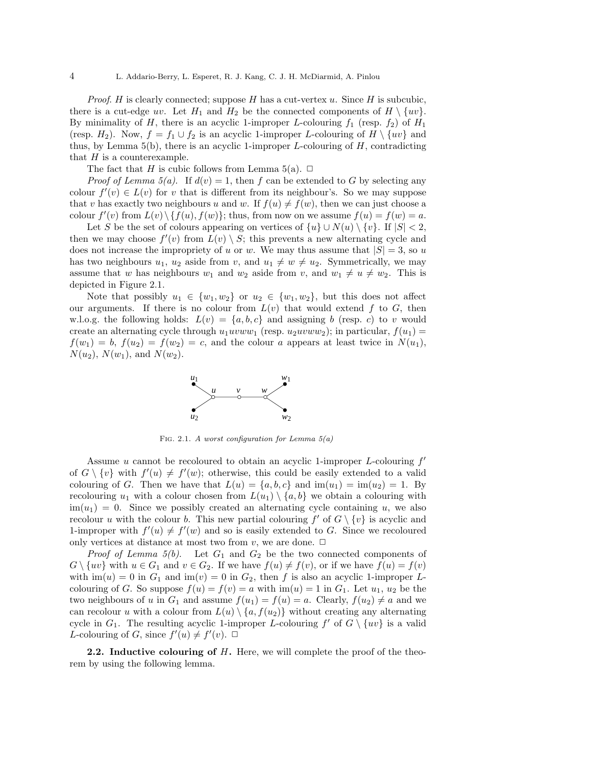*Proof.* $H$ is clearly connected; suppose $H$ has a cut-vertex $u$. Since $H$ is subcubic, there is a cut-edge $uv$. Let $H_1$ and $H_2$ be the connected components of $H \setminus \{uv\}$. By minimality of $H$, there is an acyclic 1-improper $L$-colouring $f_1$ (resp. $f_2$) of $H_1$ (resp. $H_2$). Now, $f = f_1 \cup f_2$ is an acyclic 1-improper $L$-colouring of $H \setminus \{uv\}$ and thus, by Lemma 5(b), there is an acyclic 1-improper $L$-colouring of $H$, contradicting that $H$ is a counterexample.

The fact that $H$ is cubic follows from Lemma 5(a). □

*Proof of Lemma 5(a).* If $d(v) = 1$, then $f$ can be extended to $G$ by selecting any colour $f'(v) \in L(v)$ for $v$ that is different from its neighbour's. So we may suppose that $v$ has exactly two neighbours $u$ and $w$. If $f(u) \neq f(w)$, then we can just choose a colour $f'(v)$ from $L(v) \setminus \{f(u), f(w)\}$; thus, from now on we assume $f(u) = f(w) = a$.

Let $S$ be the set of colours appearing on vertices of $\{u\} \cup N(u) \setminus \{v\}$. If $|S| < 2$, then we may choose $f'(v)$ from $L(v) \setminus S$; this prevents a new alternating cycle and does not increase the impropriety of $u$ or $w$. We may thus assume that $|S| = 3$, so $u$ has two neighbours $u_1$, $u_2$ aside from $v$, and $u_1 \neq w \neq u_2$. Symmetrically, we may assume that $w$ has neighbours $w_1$ and $w_2$ aside from $v$, and $w_1 \neq u \neq w_2$. This is depicted in Figure 2.1.

Note that possibly $u_1 \in \{w_1, w_2\}$ or $u_2 \in \{w_1, w_2\}$, but this does not affect our arguments. If there is no colour from $L(v)$ that would extend $f$ to $G$, then w.l.o.g. the following holds: $L(v) = \{a, b, c\}$ and assigning $b$ (resp. $c$) to $v$ would create an alternating cycle through $u_1uvww_1$ (resp. $u_2uvww_2$); in particular, $f(u_1) = f(w_1) = b$, $f(u_2) = f(w_2) = c$, and the colour $a$ appears at least twice in $N(u_1)$, $N(u_2)$, $N(w_1)$, and $N(w_2)$.

Fig. 2.1. *A worst configuration for Lemma 5(a)*

Assume $u$ cannot be recoloured to obtain an acyclic 1-improper $L$-colouring $f'$ of $G \setminus \{v\}$ with $f'(u) \neq f'(w)$; otherwise, this could be easily extended to a valid colouring of $G$. Then we have that $L(u) = \{a, b, c\}$ and $\text{im}(u_1) = \text{im}(u_2) = 1$. By recolouring $u_1$ with a colour chosen from $L(u_1) \setminus \{a, b\}$ we obtain a colouring with $\text{im}(u_1) = 0$. Since we possibly created an alternating cycle containing $u$, we also recolour $u$ with the colour $b$. This new partial colouring $f'$ of $G \setminus \{v\}$ is acyclic and 1-improper with $f'(u) \neq f'(w)$ and so is easily extended to $G$. Since we recoloured only vertices at distance at most two from $v$, we are done. □

*Proof of Lemma 5(b).* Let $G_1$ and $G_2$ be the two connected components of $G \setminus \{uv\}$ with $u \in G_1$ and $v \in G_2$. If we have $f(u) \neq f(v)$, or if we have $f(u) = f(v)$ with $\text{im}(u) = 0$ in $G_1$ and $\text{im}(v) = 0$ in $G_2$, then $f$ is also an acyclic 1-improper $L$-colouring of $G$. So suppose $f(u) = f(v) = a$ with $\text{im}(u) = 1$ in $G_1$. Let $u_1$, $u_2$ be the two neighbours of $u$ in $G_1$ and assume $f(u_1) = f(u) = a$. Clearly, $f(u_2) \neq a$ and we can recolour $u$ with a colour from $L(u) \setminus \{a, f(u_2)\}$ without creating any alternating cycle in $G_1$. The resulting acyclic 1-improper $L$-colouring $f'$ of $G \setminus \{uv\}$ is a valid $L$-colouring of $G$, since $f'(u) \neq f'(v)$. □

**2.2. Inductive colouring of $H$.** Here, we will complete the proof of the theorem by using the following lemma.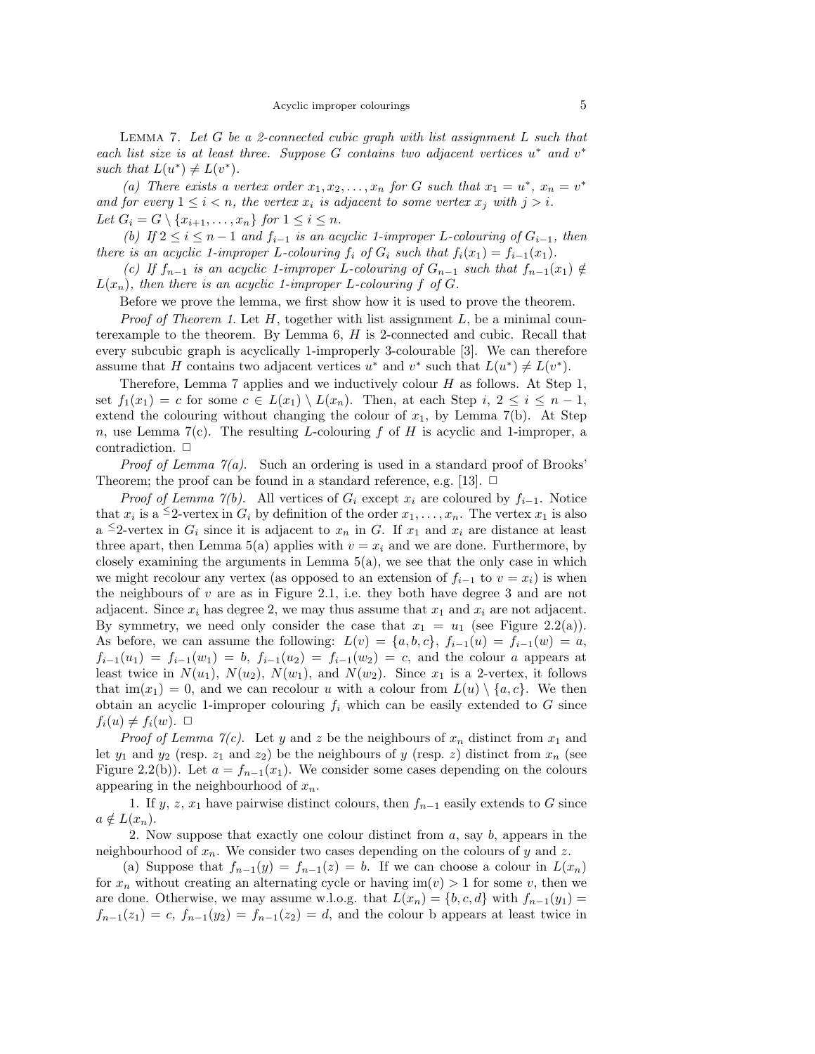LEMMA 7. *Let $G$ be a 2-connected cubic graph with list assignment $L$ such that each list size is at least three. Suppose $G$ contains two adjacent vertices $u^*$ and $v^*$ such that $L(u^*) \neq L(v^*)$.*

*(a) There exists a vertex order $x_1, x_2, \ldots, x_n$ for $G$ such that $x_1 = u^*$, $x_n = v^*$ and for every $1 \leq i < n$, the vertex $x_i$ is adjacent to some vertex $x_j$ with $j > i$. Let $G_i = G \setminus \{x_{i+1}, \ldots, x_n\}$ for $1 \leq i \leq n$.*

*(b) If $2 \leq i \leq n-1$ and $f_{i-1}$ is an acyclic 1-improper $L$-colouring of $G_{i-1}$, then there is an acyclic 1-improper $L$-colouring $f_i$ of $G_i$ such that $f_i(x_1) = f_{i-1}(x_1)$.*

*(c) If $f_{n-1}$ is an acyclic 1-improper $L$-colouring of $G_{n-1}$ such that $f_{n-1}(x_1) \notin L(x_n)$, then there is an acyclic 1-improper $L$-colouring $f$ of $G$.*

Before we prove the lemma, we first show how it is used to prove the theorem.

*Proof of Theorem 1.* Let $H$, together with list assignment $L$, be a minimal counterexample to the theorem. By Lemma 6, $H$ is 2-connected and cubic. Recall that every subcubic graph is acyclically 1-improperly 3-colourable [3]. We can therefore assume that $H$ contains two adjacent vertices $u^*$ and $v^*$ such that $L(u^*) \neq L(v^*)$.

Therefore, Lemma 7 applies and we inductively colour $H$ as follows. At Step 1, set $f_1(x_1) = c$ for some $c \in L(x_1) \setminus L(x_n)$. Then, at each Step $i$, $2 \leq i \leq n-1$, extend the colouring without changing the colour of $x_1$, by Lemma 7(b). At Step $n$, use Lemma 7(c). The resulting $L$-colouring $f$ of $H$ is acyclic and 1-improper, a contradiction. □

*Proof of Lemma 7(a).* Such an ordering is used in a standard proof of Brooks' Theorem; the proof can be found in a standard reference, e.g. [13]. □

*Proof of Lemma 7(b).* All vertices of $G_i$ except $x_i$ are coloured by $f_{i-1}$. Notice that $x_i$ is a $^{\leq}2$-vertex in $G_i$ by definition of the order $x_1, \ldots, x_n$. The vertex $x_1$ is also a $^{\leq}2$-vertex in $G_i$ since it is adjacent to $x_n$ in $G$. If $x_1$ and $x_i$ are distance at least three apart, then Lemma 5(a) applies with $v = x_i$ and we are done. Furthermore, by closely examining the arguments in Lemma 5(a), we see that the only case in which we might recolour any vertex (as opposed to an extension of $f_{i-1}$ to $v = x_i$) is when the neighbours of $v$ are as in Figure 2.1, i.e. they both have degree 3 and are not adjacent. Since $x_i$ has degree 2, we may thus assume that $x_1$ and $x_i$ are not adjacent. By symmetry, we need only consider the case that $x_1 = u_1$ (see Figure 2.2(a)). As before, we can assume the following: $L(v) = \{a, b, c\}$, $f_{i-1}(u) = f_{i-1}(w) = a$, $f_{i-1}(u_1) = f_{i-1}(w_1) = b$, $f_{i-1}(u_2) = f_{i-1}(w_2) = c$, and the colour $a$ appears at least twice in $N(u_1)$, $N(u_2)$, $N(w_1)$, and $N(w_2)$. Since $x_1$ is a 2-vertex, it follows that $\mathrm{im}(x_1) = 0$, and we can recolour $u$ with a colour from $L(u) \setminus \{a, c\}$. We then obtain an acyclic 1-improper colouring $f_i$ which can be easily extended to $G$ since $f_i(u) \neq f_i(w)$. □

*Proof of Lemma 7(c).* Let $y$ and $z$ be the neighbours of $x_n$ distinct from $x_1$ and let $y_1$ and $y_2$ (resp. $z_1$ and $z_2$) be the neighbours of $y$ (resp. $z$) distinct from $x_n$ (see Figure 2.2(b)). Let $a = f_{n-1}(x_1)$. We consider some cases depending on the colours appearing in the neighbourhood of $x_n$.

1. If $y$, $z$, $x_1$ have pairwise distinct colours, then $f_{n-1}$ easily extends to $G$ since $a \notin L(x_n)$.

2. Now suppose that exactly one colour distinct from $a$, say $b$, appears in the neighbourhood of $x_n$. We consider two cases depending on the colours of $y$ and $z$.

(a) Suppose that $f_{n-1}(y) = f_{n-1}(z) = b$. If we can choose a colour in $L(x_n)$ for $x_n$ without creating an alternating cycle or having $\mathrm{im}(v) > 1$ for some $v$, then we are done. Otherwise, we may assume w.l.o.g. that $L(x_n) = \{b, c, d\}$ with $f_{n-1}(y_1) = f_{n-1}(z_1) = c$, $f_{n-1}(y_2) = f_{n-1}(z_2) = d$, and the colour b appears at least twice in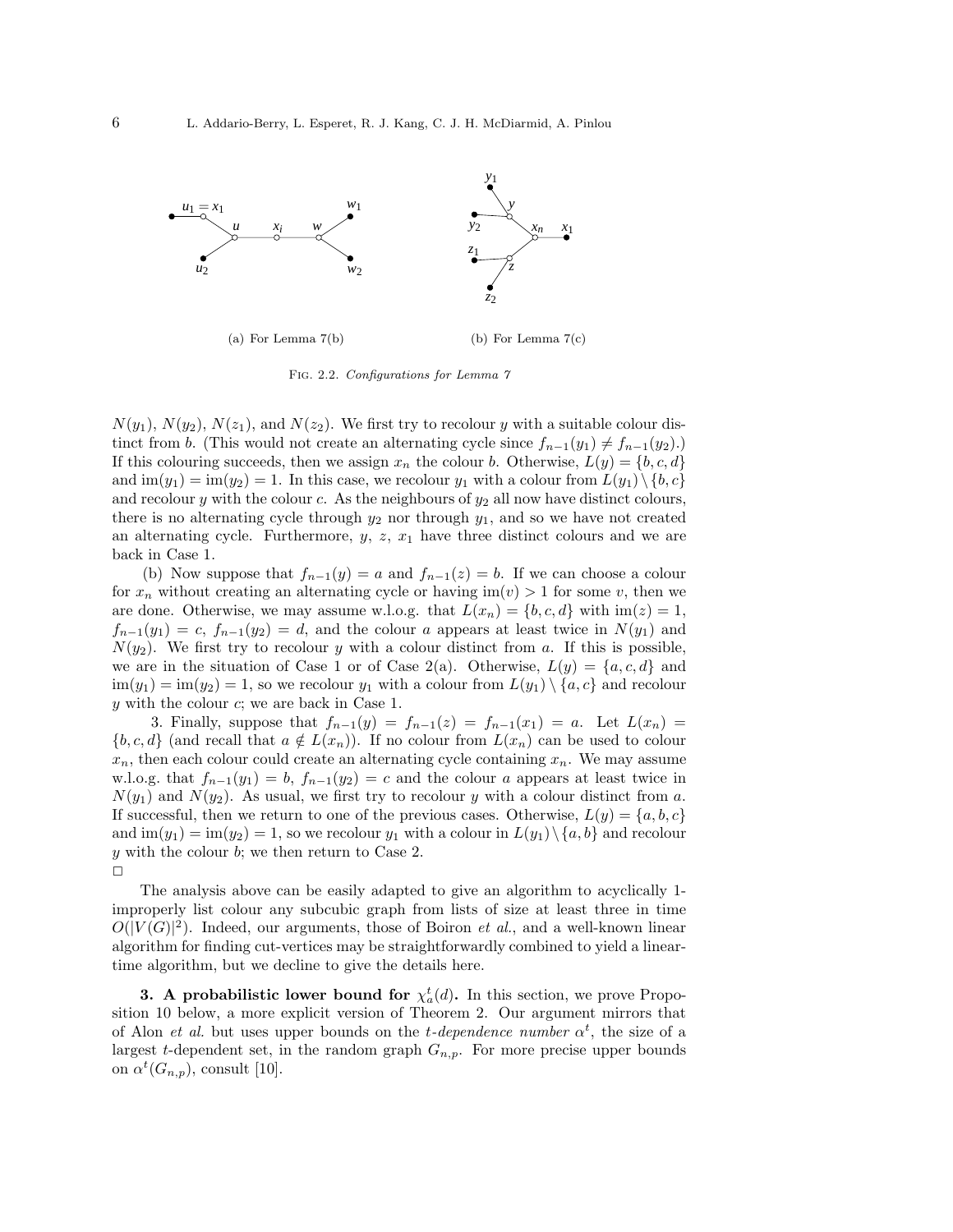(a) For Lemma 7(b)

(b) For Lemma 7(c)

Fig. 2.2. *Configurations for Lemma 7*

$N(y_1)$, $N(y_2)$, $N(z_1)$, and $N(z_2)$. We first try to recolour $y$ with a suitable colour distinct from $b$. (This would not create an alternating cycle since $f_{n-1}(y_1) \neq f_{n-1}(y_2)$.) If this colouring succeeds, then we assign $x_n$ the colour $b$. Otherwise, $L(y) = \{b, c, d\}$ and $\text{im}(y_1) = \text{im}(y_2) = 1$. In this case, we recolour $y_1$ with a colour from $L(y_1) \setminus \{b, c\}$ and recolour $y$ with the colour $c$. As the neighbours of $y_2$ all now have distinct colours, there is no alternating cycle through $y_2$ nor through $y_1$, and so we have not created an alternating cycle. Furthermore, $y$, $z$, $x_1$ have three distinct colours and we are back in Case 1.

(b) Now suppose that $f_{n-1}(y) = a$ and $f_{n-1}(z) = b$. If we can choose a colour for $x_n$ without creating an alternating cycle or having $\text{im}(v) > 1$ for some $v$, then we are done. Otherwise, we may assume w.l.o.g. that $L(x_n) = \{b, c, d\}$ with $\text{im}(z) = 1$, $f_{n-1}(y_1) = c$, $f_{n-1}(y_2) = d$, and the colour $a$ appears at least twice in $N(y_1)$ and $N(y_2)$. We first try to recolour $y$ with a colour distinct from $a$. If this is possible, we are in the situation of Case 1 or of Case 2(a). Otherwise, $L(y) = \{a, c, d\}$ and $\text{im}(y_1) = \text{im}(y_2) = 1$, so we recolour $y_1$ with a colour from $L(y_1) \setminus \{a, c\}$ and recolour $y$ with the colour $c$; we are back in Case 1.

3. Finally, suppose that $f_{n-1}(y) = f_{n-1}(z) = f_{n-1}(x_1) = a$. Let $L(x_n) = \{b, c, d\}$ (and recall that $a \notin L(x_n)$). If no colour from $L(x_n)$ can be used to colour $x_n$, then each colour could create an alternating cycle containing $x_n$. We may assume w.l.o.g. that $f_{n-1}(y_1) = b$, $f_{n-1}(y_2) = c$ and the colour $a$ appears at least twice in $N(y_1)$ and $N(y_2)$. As usual, we first try to recolour $y$ with a colour distinct from $a$. If successful, then we return to one of the previous cases. Otherwise, $L(y) = \{a, b, c\}$ and $\text{im}(y_1) = \text{im}(y_2) = 1$, so we recolour $y_1$ with a colour in $L(y_1) \setminus \{a, b\}$ and recolour $y$ with the colour $b$; we then return to Case 2.
□

The analysis above can be easily adapted to give an algorithm to acyclically 1-improperly list colour any subcubic graph from lists of size at least three in time $O(|V(G)|^2)$. Indeed, our arguments, those of Boiron *et al.*, and a well-known linear algorithm for finding cut-vertices may be straightforwardly combined to yield a linear-time algorithm, but we decline to give the details here.

## 3. A probabilistic lower bound for $\chi_a^t(d)$.

In this section, we prove Proposition 10 below, a more explicit version of Theorem 2. Our argument mirrors that of Alon *et al.* but uses upper bounds on the *t-dependence number* $\alpha^t$, the size of a largest $t$-dependent set, in the random graph $G_{n,p}$. For more precise upper bounds on $\alpha^t(G_{n,p})$, consult [10].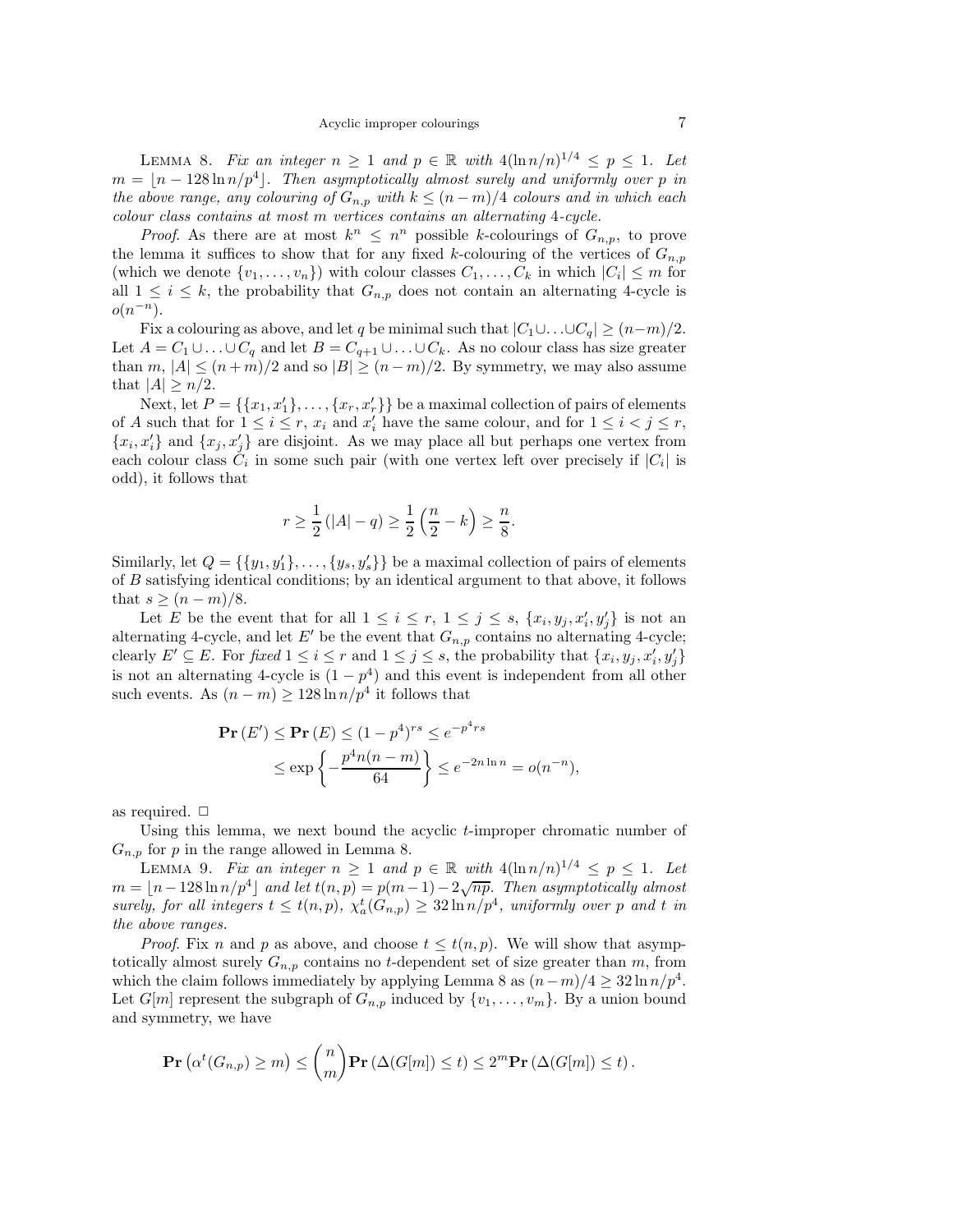LEMMA 8. *Fix an integer $n \geq 1$ and $p \in \mathbb{R}$ with $4(\ln n/n)^{1/4} \leq p \leq 1$. Let $m = \lfloor n - 128 \ln n/p^4 \rfloor$. Then asymptotically almost surely and uniformly over $p$ in the above range, any colouring of $G_{n,p}$ with $k \leq (n-m)/4$ colours and in which each colour class contains at most $m$ vertices contains an alternating 4-cycle.*

*Proof.* As there are at most $k^n \leq n^n$ possible $k$-colourings of $G_{n,p}$, to prove the lemma it suffices to show that for any fixed $k$-colouring of the vertices of $G_{n,p}$ (which we denote $\{v_1, \ldots, v_n\}$) with colour classes $C_1, \ldots, C_k$ in which $|C_i| \leq m$ for all $1 \leq i \leq k$, the probability that $G_{n,p}$ does not contain an alternating 4-cycle is $o(n^{-n})$.

Fix a colouring as above, and let $q$ be minimal such that $|C_1 \cup \ldots \cup C_q| \geq (n-m)/2$. Let $A = C_1 \cup \ldots \cup C_q$ and let $B = C_{q+1} \cup \ldots \cup C_k$. As no colour class has size greater than $m$, $|A| \leq (n+m)/2$ and so $|B| \geq (n-m)/2$. By symmetry, we may also assume that $|A| \geq n/2$.

Next, let $P = \{\{x_1, x_1'\}, \ldots, \{x_r, x_r'\}\}$ be a maximal collection of pairs of elements of $A$ such that for $1 \leq i \leq r$, $x_i$ and $x_i'$ have the same colour, and for $1 \leq i < j \leq r$, $\{x_i, x_i'\}$ and $\{x_j, x_j'\}$ are disjoint. As we may place all but perhaps one vertex from each colour class $C_i$ in some such pair (with one vertex left over precisely if $|C_i|$ is odd), it follows that

$$r \geq \frac{1}{2}\left(|A| - q\right) \geq \frac{1}{2}\left(\frac{n}{2} - k\right) \geq \frac{n}{8}.$$

Similarly, let $Q = \{\{y_1, y_1'\}, \ldots, \{y_s, y_s'\}\}$ be a maximal collection of pairs of elements of $B$ satisfying identical conditions; by an identical argument to that above, it follows that $s \geq (n-m)/8$.

Let $E$ be the event that for all $1 \leq i \leq r$, $1 \leq j \leq s$, $\{x_i, y_j, x_i', y_j'\}$ is not an alternating 4-cycle, and let $E'$ be the event that $G_{n,p}$ contains no alternating 4-cycle; clearly $E' \subseteq E$. For *fixed* $1 \leq i \leq r$ and $1 \leq j \leq s$, the probability that $\{x_i, y_j, x_i', y_j'\}$ is not an alternating 4-cycle is $(1-p^4)$ and this event is independent from all other such events. As $(n-m) \geq 128 \ln n/p^4$ it follows that

$$\begin{aligned}\mathbf{Pr}\left(E'\right) \leq \mathbf{Pr}\left(E\right) &\leq (1-p^4)^{rs} \leq e^{-p^4 rs} \\ &\leq \exp\left\{-\frac{p^4 n(n-m)}{64}\right\} \leq e^{-2n\ln n} = o(n^{-n}),\end{aligned}$$

as required. $\square$

Using this lemma, we next bound the acyclic $t$-improper chromatic number of $G_{n,p}$ for $p$ in the range allowed in Lemma 8.

LEMMA 9. *Fix an integer $n \geq 1$ and $p \in \mathbb{R}$ with $4(\ln n/n)^{1/4} \leq p \leq 1$. Let $m = \lfloor n - 128 \ln n/p^4 \rfloor$ and let $t(n,p) = p(m-1) - 2\sqrt{np}$. Then asymptotically almost surely, for all integers $t \leq t(n,p)$, $\chi_a^t(G_{n,p}) \geq 32 \ln n/p^4$, uniformly over $p$ and $t$ in the above ranges.*

*Proof.* Fix $n$ and $p$ as above, and choose $t \leq t(n,p)$. We will show that asymptotically almost surely $G_{n,p}$ contains no $t$-dependent set of size greater than $m$, from which the claim follows immediately by applying Lemma 8 as $(n-m)/4 \geq 32 \ln n/p^4$. Let $G[m]$ represent the subgraph of $G_{n,p}$ induced by $\{v_1, \ldots, v_m\}$. By a union bound and symmetry, we have

$$\mathbf{Pr}\left(\alpha^t(G_{n,p}) \geq m\right) \leq \binom{n}{m} \mathbf{Pr}\left(\Delta(G[m]) \leq t\right) \leq 2^m \mathbf{Pr}\left(\Delta(G[m]) \leq t\right).$$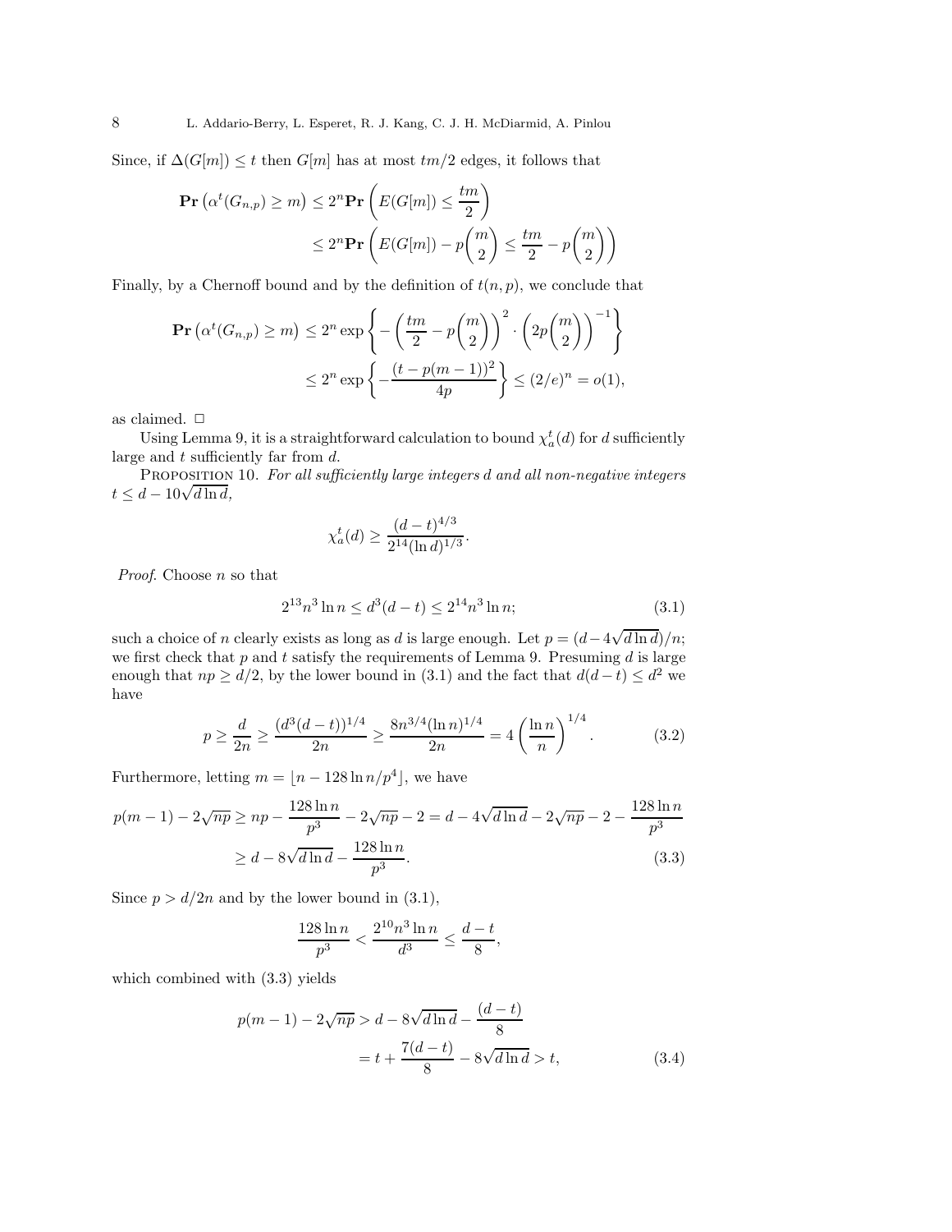Since, if $\Delta(G[m]) \le t$ then $G[m]$ has at most $tm/2$ edges, it follows that

$$\begin{aligned}
\mathbf{Pr}\left(\alpha^t(G_{n,p}) \ge m\right) &\le 2^n \mathbf{Pr}\left(E(G[m]) \le \frac{tm}{2}\right) \\
&\le 2^n \mathbf{Pr}\left(E(G[m]) - p\binom{m}{2} \le \frac{tm}{2} - p\binom{m}{2}\right)
\end{aligned}$$

Finally, by a Chernoff bound and by the definition of $t(n,p)$, we conclude that

$$\begin{aligned}
\mathbf{Pr}\left(\alpha^t(G_{n,p}) \ge m\right) &\le 2^n \exp\left\{-\left(\frac{tm}{2} - p\binom{m}{2}\right)^2 \cdot \left(2p\binom{m}{2}\right)^{-1}\right\} \\
&\le 2^n \exp\left\{-\frac{(t - p(m-1))^2}{4p}\right\} \le (2/e)^n = o(1),
\end{aligned}$$

as claimed. $\Box$

Using Lemma 9, it is a straightforward calculation to bound $\chi_a^t(d)$ for $d$ sufficiently large and $t$ sufficiently far from $d$.

Proposition 10. *For all sufficiently large integers $d$ and all non-negative integers $t \le d - 10\sqrt{d \ln d}$,*

$$\chi_a^t(d) \ge \frac{(d-t)^{4/3}}{2^{14}(\ln d)^{1/3}}.$$

*Proof*. Choose $n$ so that

$$2^{13} n^3 \ln n \le d^3(d-t) \le 2^{14} n^3 \ln n; \tag{3.1}$$

such a choice of $n$ clearly exists as long as $d$ is large enough. Let $p = (d - 4\sqrt{d \ln d})/n$; we first check that $p$ and $t$ satisfy the requirements of Lemma 9. Presuming $d$ is large enough that $np \ge d/2$, by the lower bound in (3.1) and the fact that $d(d-t) \le d^2$ we have

$$p \ge \frac{d}{2n} \ge \frac{(d^3(d-t))^{1/4}}{2n} \ge \frac{8n^{3/4}(\ln n)^{1/4}}{2n} = 4\left(\frac{\ln n}{n}\right)^{1/4}. \tag{3.2}$$

Furthermore, letting $m = \lfloor n - 128 \ln n / p^4 \rfloor$, we have

$$\begin{aligned}
p(m-1) - 2\sqrt{np} &\ge np - \frac{128 \ln n}{p^3} - 2\sqrt{np} - 2 = d - 4\sqrt{d \ln d} - 2\sqrt{np} - 2 - \frac{128 \ln n}{p^3} \\
&\ge d - 8\sqrt{d \ln d} - \frac{128 \ln n}{p^3}.
\end{aligned} \tag{3.3}$$

Since $p > d/2n$ and by the lower bound in (3.1),

$$\frac{128 \ln n}{p^3} < \frac{2^{10} n^3 \ln n}{d^3} \le \frac{d-t}{8},$$

which combined with (3.3) yields

$$\begin{aligned}
p(m-1) - 2\sqrt{np} &> d - 8\sqrt{d \ln d} - \frac{(d-t)}{8} \\
&= t + \frac{7(d-t)}{8} - 8\sqrt{d \ln d} > t,
\end{aligned} \tag{3.4}$$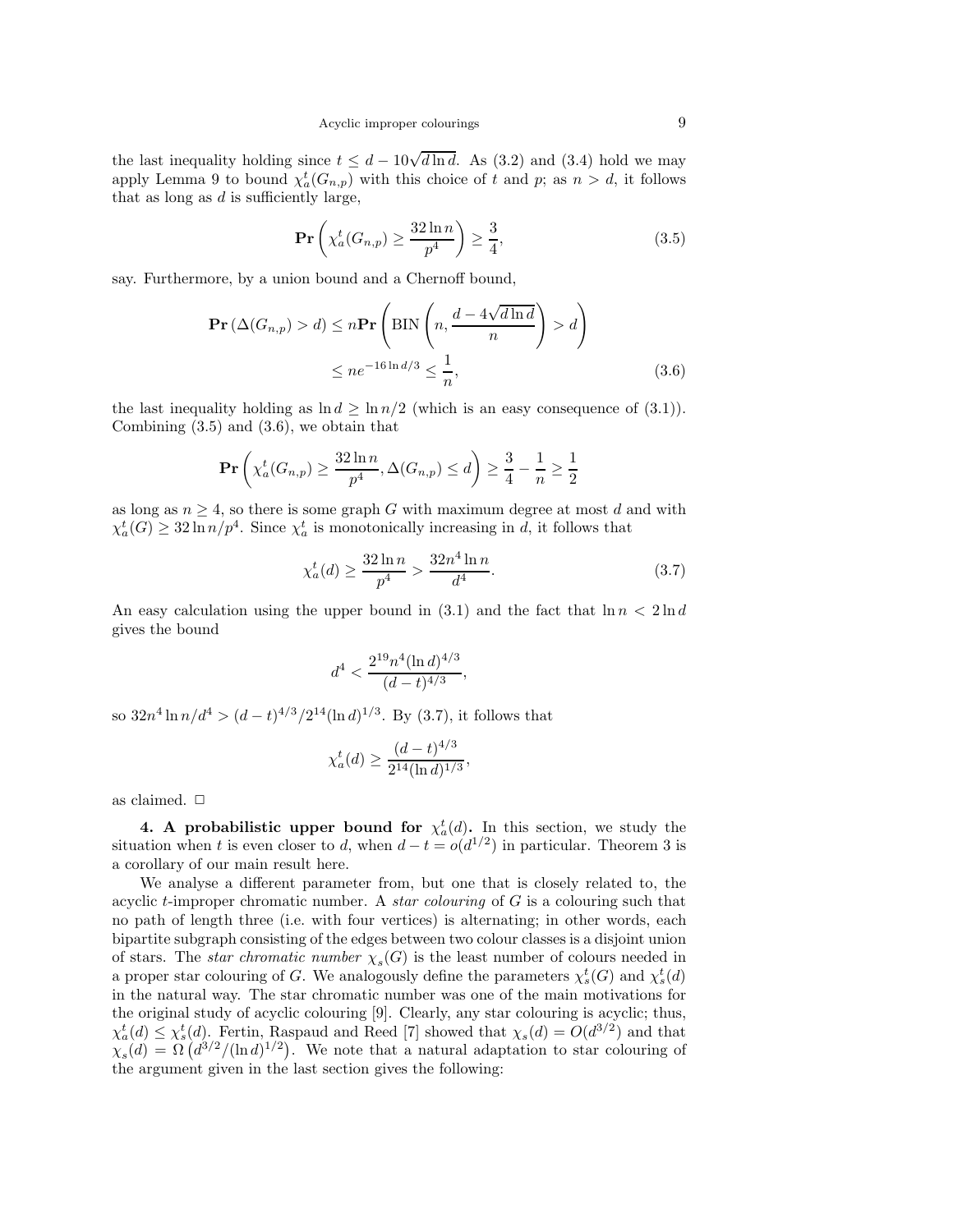the last inequality holding since $t \le d - 10\sqrt{d \ln d}$. As (3.2) and (3.4) hold we may apply Lemma 9 to bound $\chi_a^t(G_{n,p})$ with this choice of $t$ and $p$; as $n > d$, it follows that as long as $d$ is sufficiently large,

$$\mathbf{Pr}\left(\chi_a^t(G_{n,p}) \ge \frac{32 \ln n}{p^4}\right) \ge \frac{3}{4}, \tag{3.5}$$

say. Furthermore, by a union bound and a Chernoff bound,

$$\begin{aligned}\mathbf{Pr}\left(\Delta(G_{n,p}) > d\right) &\le n \mathbf{Pr}\left(\mathrm{BIN}\left(n, \frac{d - 4\sqrt{d \ln d}}{n}\right) > d\right) \\ &\le n e^{-16 \ln d/3} \le \frac{1}{n},\end{aligned} \tag{3.6}$$

the last inequality holding as $\ln d \ge \ln n/2$ (which is an easy consequence of (3.1)). Combining (3.5) and (3.6), we obtain that

$$\mathbf{Pr}\left(\chi_a^t(G_{n,p}) \ge \frac{32 \ln n}{p^4}, \Delta(G_{n,p}) \le d\right) \ge \frac{3}{4} - \frac{1}{n} \ge \frac{1}{2}$$

as long as $n \ge 4$, so there is some graph $G$ with maximum degree at most $d$ and with $\chi_a^t(G) \ge 32 \ln n/p^4$. Since $\chi_a^t$ is monotonically increasing in $d$, it follows that

$$\chi_a^t(d) \ge \frac{32 \ln n}{p^4} > \frac{32 n^4 \ln n}{d^4}. \tag{3.7}$$

An easy calculation using the upper bound in (3.1) and the fact that $\ln n < 2 \ln d$ gives the bound

$$d^4 < \frac{2^{19} n^4 (\ln d)^{4/3}}{(d-t)^{4/3}},$$

so $32 n^4 \ln n/d^4 > (d-t)^{4/3}/2^{14}(\ln d)^{1/3}$. By (3.7), it follows that

$$\chi_a^t(d) \ge \frac{(d-t)^{4/3}}{2^{14}(\ln d)^{1/3}},$$

as claimed. □

**4. A probabilistic upper bound for $\chi_a^t(d)$.** In this section, we study the situation when $t$ is even closer to $d$, when $d - t = o(d^{1/2})$ in particular. Theorem 3 is a corollary of our main result here.

We analyse a different parameter from, but one that is closely related to, the acyclic $t$-improper chromatic number. A *star colouring* of $G$ is a colouring such that no path of length three (i.e. with four vertices) is alternating; in other words, each bipartite subgraph consisting of the edges between two colour classes is a disjoint union of stars. The *star chromatic number* $\chi_s(G)$ is the least number of colours needed in a proper star colouring of $G$. We analogously define the parameters $\chi_s^t(G)$ and $\chi_s^t(d)$ in the natural way. The star chromatic number was one of the main motivations for the original study of acyclic colouring [9]. Clearly, any star colouring is acyclic; thus, $\chi_a^t(d) \le \chi_s^t(d)$. Fertin, Raspaud and Reed [7] showed that $\chi_s(d) = O(d^{3/2})$ and that $\chi_s(d) = \Omega\left(d^{3/2}/(\ln d)^{1/2}\right)$. We note that a natural adaptation to star colouring of the argument given in the last section gives the following: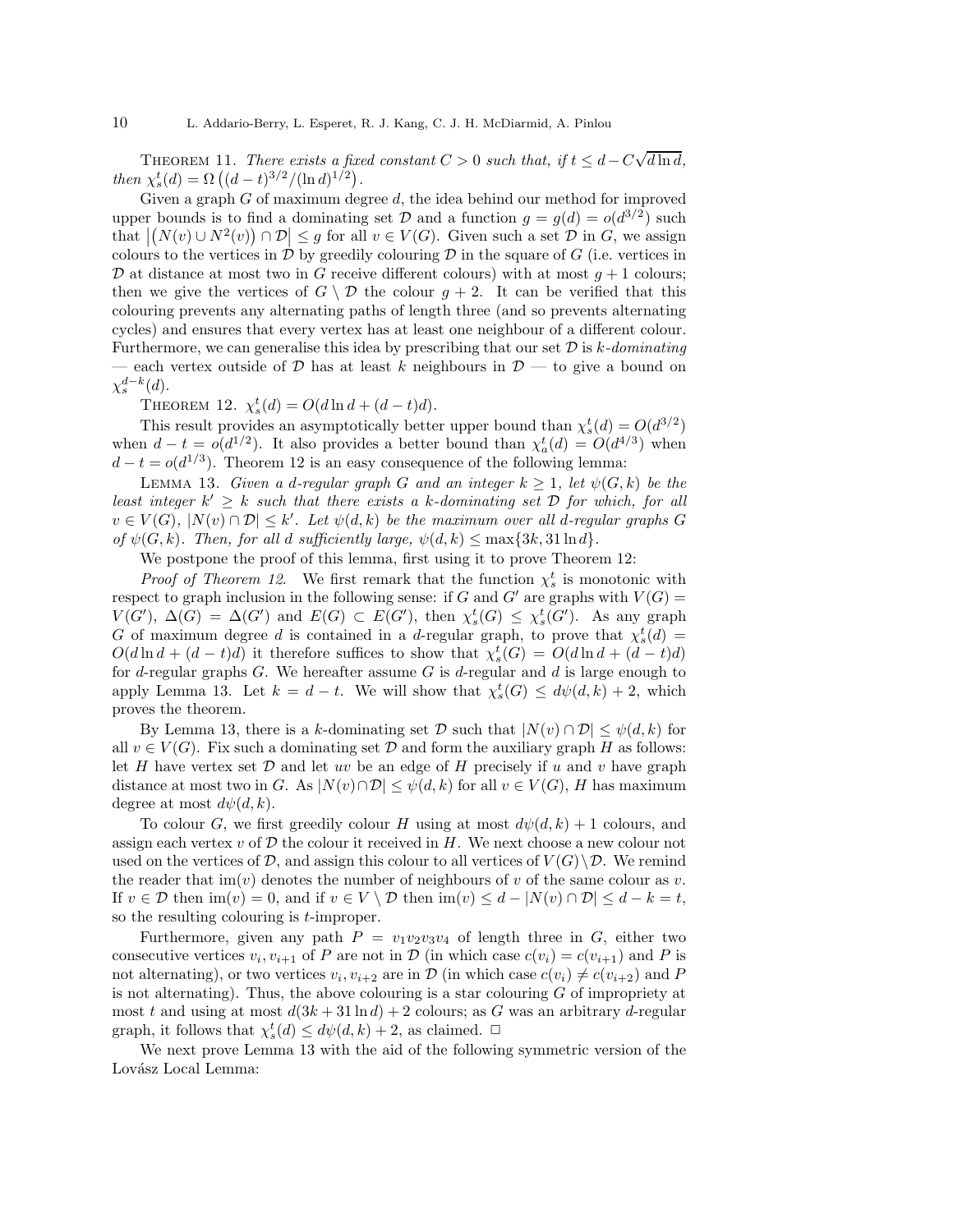Theorem 11. *There exists a fixed constant $C > 0$ such that, if $t \le d - C\sqrt{d \ln d}$, then $\chi_s^t(d) = \Omega\left((d-t)^{3/2}/(\ln d)^{1/2}\right)$.*

Given a graph $G$ of maximum degree $d$, the idea behind our method for improved upper bounds is to find a dominating set $\mathcal{D}$ and a function $g = g(d) = o(d^{3/2})$ such that $\left|\left(N(v) \cup N^2(v)\right) \cap \mathcal{D}\right| \le g$ for all $v \in V(G)$. Given such a set $\mathcal{D}$ in $G$, we assign colours to the vertices in $\mathcal{D}$ by greedily colouring $\mathcal{D}$ in the square of $G$ (i.e. vertices in $\mathcal{D}$ at distance at most two in $G$ receive different colours) with at most $g+1$ colours; then we give the vertices of $G \setminus \mathcal{D}$ the colour $g+2$. It can be verified that this colouring prevents any alternating paths of length three (and so prevents alternating cycles) and ensures that every vertex has at least one neighbour of a different colour. Furthermore, we can generalise this idea by prescribing that our set $\mathcal{D}$ is *$k$-dominating* — each vertex outside of $\mathcal{D}$ has at least $k$ neighbours in $\mathcal{D}$ — to give a bound on $\chi_s^{d-k}(d)$.

Theorem 12. $\chi_s^t(d) = O(d \ln d + (d-t)d)$.

This result provides an asymptotically better upper bound than $\chi_s^t(d) = O(d^{3/2})$ when $d - t = o(d^{1/2})$. It also provides a better bound than $\chi_a^t(d) = O(d^{4/3})$ when $d - t = o(d^{1/3})$. Theorem 12 is an easy consequence of the following lemma:

Lemma 13. *Given a $d$-regular graph $G$ and an integer $k \ge 1$, let $\psi(G,k)$ be the least integer $k' \ge k$ such that there exists a $k$-dominating set $\mathcal{D}$ for which, for all $v \in V(G)$, $|N(v) \cap \mathcal{D}| \le k'$. Let $\psi(d,k)$ be the maximum over all $d$-regular graphs $G$ of $\psi(G,k)$. Then, for all $d$ sufficiently large, $\psi(d,k) \le \max\{3k, 31 \ln d\}$.*

We postpone the proof of this lemma, first using it to prove Theorem 12:

*Proof of Theorem 12.* We first remark that the function $\chi_s^t$ is monotonic with respect to graph inclusion in the following sense: if $G$ and $G'$ are graphs with $V(G) = V(G')$, $\Delta(G) = \Delta(G')$ and $E(G) \subset E(G')$, then $\chi_s^t(G) \le \chi_s^t(G')$. As any graph $G$ of maximum degree $d$ is contained in a $d$-regular graph, to prove that $\chi_s^t(d) = O(d \ln d + (d-t)d)$ it therefore suffices to show that $\chi_s^t(G) = O(d \ln d + (d-t)d)$ for $d$-regular graphs $G$. We hereafter assume $G$ is $d$-regular and $d$ is large enough to apply Lemma 13. Let $k = d - t$. We will show that $\chi_s^t(G) \le d\psi(d,k) + 2$, which proves the theorem.

By Lemma 13, there is a $k$-dominating set $\mathcal{D}$ such that $|N(v) \cap \mathcal{D}| \le \psi(d,k)$ for all $v \in V(G)$. Fix such a dominating set $\mathcal{D}$ and form the auxiliary graph $H$ as follows: let $H$ have vertex set $\mathcal{D}$ and let $uv$ be an edge of $H$ precisely if $u$ and $v$ have graph distance at most two in $G$. As $|N(v) \cap \mathcal{D}| \le \psi(d,k)$ for all $v \in V(G)$, $H$ has maximum degree at most $d\psi(d,k)$.

To colour $G$, we first greedily colour $H$ using at most $d\psi(d,k)+1$ colours, and assign each vertex $v$ of $\mathcal{D}$ the colour it received in $H$. We next choose a new colour not used on the vertices of $\mathcal{D}$, and assign this colour to all vertices of $V(G) \setminus \mathcal{D}$. We remind the reader that $\text{im}(v)$ denotes the number of neighbours of $v$ of the same colour as $v$. If $v \in \mathcal{D}$ then $\text{im}(v) = 0$, and if $v \in V \setminus \mathcal{D}$ then $\text{im}(v) \le d - |N(v) \cap \mathcal{D}| \le d - k = t$, so the resulting colouring is $t$-improper.

Furthermore, given any path $P = v_1 v_2 v_3 v_4$ of length three in $G$, either two consecutive vertices $v_i, v_{i+1}$ of $P$ are not in $\mathcal{D}$ (in which case $c(v_i) = c(v_{i+1})$ and $P$ is not alternating), or two vertices $v_i, v_{i+2}$ are in $\mathcal{D}$ (in which case $c(v_i) \ne c(v_{i+2})$ and $P$ is not alternating). Thus, the above colouring is a star colouring $G$ of impropriety at most $t$ and using at most $d(3k + 31 \ln d) + 2$ colours; as $G$ was an arbitrary $d$-regular graph, it follows that $\chi_s^t(d) \le d\psi(d,k) + 2$, as claimed. $\square$

We next prove Lemma 13 with the aid of the following symmetric version of the Lovász Local Lemma: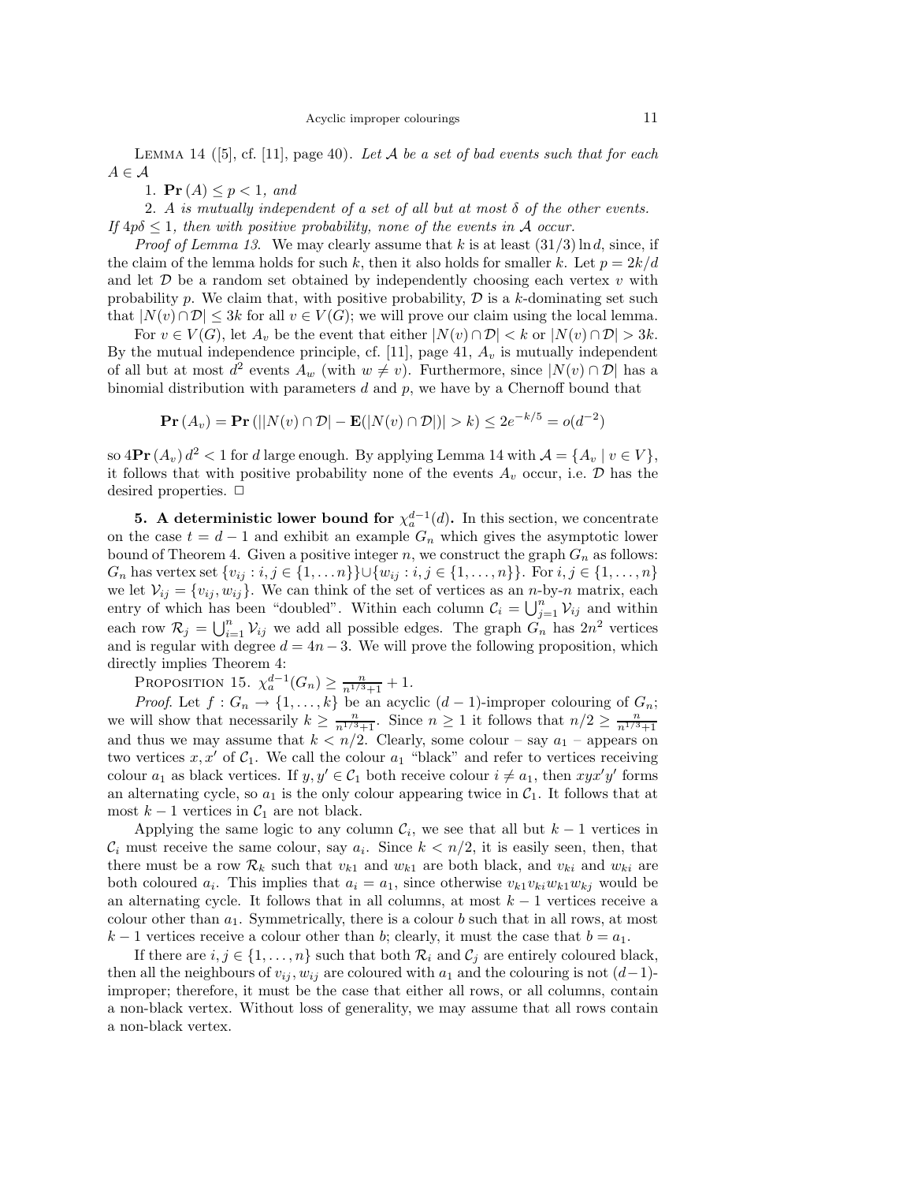Lemma 14 ([5], cf. [11], page 40). *Let $\mathcal{A}$ be a set of bad events such that for each $A \in \mathcal{A}$*

1. $\mathbf{Pr}(A) \leq p < 1$*, and*
2. *$A$ is mutually independent of a set of all but at most $\delta$ of the other events.*

*If $4p\delta \leq 1$, then with positive probability, none of the events in $\mathcal{A}$ occur.*

*Proof of Lemma 13.* We may clearly assume that $k$ is at least $(31/3)\ln d$, since, if the claim of the lemma holds for such $k$, then it also holds for smaller $k$. Let $p = 2k/d$ and let $\mathcal{D}$ be a random set obtained by independently choosing each vertex $v$ with probability $p$. We claim that, with positive probability, $\mathcal{D}$ is a $k$-dominating set such that $|N(v) \cap \mathcal{D}| \leq 3k$ for all $v \in V(G)$; we will prove our claim using the local lemma.

For $v \in V(G)$, let $A_v$ be the event that either $|N(v) \cap \mathcal{D}| < k$ or $|N(v) \cap \mathcal{D}| > 3k$. By the mutual independence principle, cf. [11], page 41, $A_v$ is mutually independent of all but at most $d^2$ events $A_w$ (with $w \neq v$). Furthermore, since $|N(v) \cap \mathcal{D}|$ has a binomial distribution with parameters $d$ and $p$, we have by a Chernoff bound that

$$\mathbf{Pr}(A_v) = \mathbf{Pr}(||N(v) \cap \mathcal{D}| - \mathbf{E}(|N(v) \cap \mathcal{D}|)| > k) \leq 2e^{-k/5} = o(d^{-2})$$

so $4\mathbf{Pr}(A_v)\, d^2 < 1$ for $d$ large enough. By applying Lemma 14 with $\mathcal{A} = \{A_v \mid v \in V\}$, it follows that with positive probability none of the events $A_v$ occur, i.e. $\mathcal{D}$ has the desired properties. □

## 5. A deterministic lower bound for $\chi_a^{d-1}(d)$.

In this section, we concentrate on the case $t = d-1$ and exhibit an example $G_n$ which gives the asymptotic lower bound of Theorem 4. Given a positive integer $n$, we construct the graph $G_n$ as follows: $G_n$ has vertex set $\{v_{ij} : i, j \in \{1, \ldots n\}\} \cup \{w_{ij} : i, j \in \{1, \ldots, n\}\}$. For $i, j \in \{1, \ldots, n\}$ we let $\mathcal{V}_{ij} = \{v_{ij}, w_{ij}\}$. We can think of the set of vertices as an $n$-by-$n$ matrix, each entry of which has been "doubled". Within each column $\mathcal{C}_i = \bigcup_{j=1}^{n} \mathcal{V}_{ij}$ and within each row $\mathcal{R}_j = \bigcup_{i=1}^{n} \mathcal{V}_{ij}$ we add all possible edges. The graph $G_n$ has $2n^2$ vertices and is regular with degree $d = 4n - 3$. We will prove the following proposition, which directly implies Theorem 4:

Proposition 15. $\chi_a^{d-1}(G_n) \geq \frac{n}{n^{1/3}+1} + 1$.

*Proof.* Let $f : G_n \to \{1, \ldots, k\}$ be an acyclic $(d-1)$-improper colouring of $G_n$; we will show that necessarily $k \geq \frac{n}{n^{1/3}+1}$. Since $n \geq 1$ it follows that $n/2 \geq \frac{n}{n^{1/3}+1}$ and thus we may assume that $k < n/2$. Clearly, some colour – say $a_1$ – appears on two vertices $x, x'$ of $\mathcal{C}_1$. We call the colour $a_1$ "black" and refer to vertices receiving colour $a_1$ as black vertices. If $y, y' \in \mathcal{C}_1$ both receive colour $i \neq a_1$, then $xyx'y'$ forms an alternating cycle, so $a_1$ is the only colour appearing twice in $\mathcal{C}_1$. It follows that at most $k-1$ vertices in $\mathcal{C}_1$ are not black.

Applying the same logic to any column $\mathcal{C}_i$, we see that all but $k-1$ vertices in $\mathcal{C}_i$ must receive the same colour, say $a_i$. Since $k < n/2$, it is easily seen, then, that there must be a row $\mathcal{R}_k$ such that $v_{k1}$ and $w_{k1}$ are both black, and $v_{ki}$ and $w_{ki}$ are both coloured $a_i$. This implies that $a_i = a_1$, since otherwise $v_{k1}v_{ki}w_{k1}w_{kj}$ would be an alternating cycle. It follows that in all columns, at most $k-1$ vertices receive a colour other than $a_1$. Symmetrically, there is a colour $b$ such that in all rows, at most $k-1$ vertices receive a colour other than $b$; clearly, it must the case that $b = a_1$.

If there are $i, j \in \{1, \ldots, n\}$ such that both $\mathcal{R}_i$ and $\mathcal{C}_j$ are entirely coloured black, then all the neighbours of $v_{ij}, w_{ij}$ are coloured with $a_1$ and the colouring is not $(d-1)$-improper; therefore, it must be the case that either all rows, or all columns, contain a non-black vertex. Without loss of generality, we may assume that all rows contain a non-black vertex.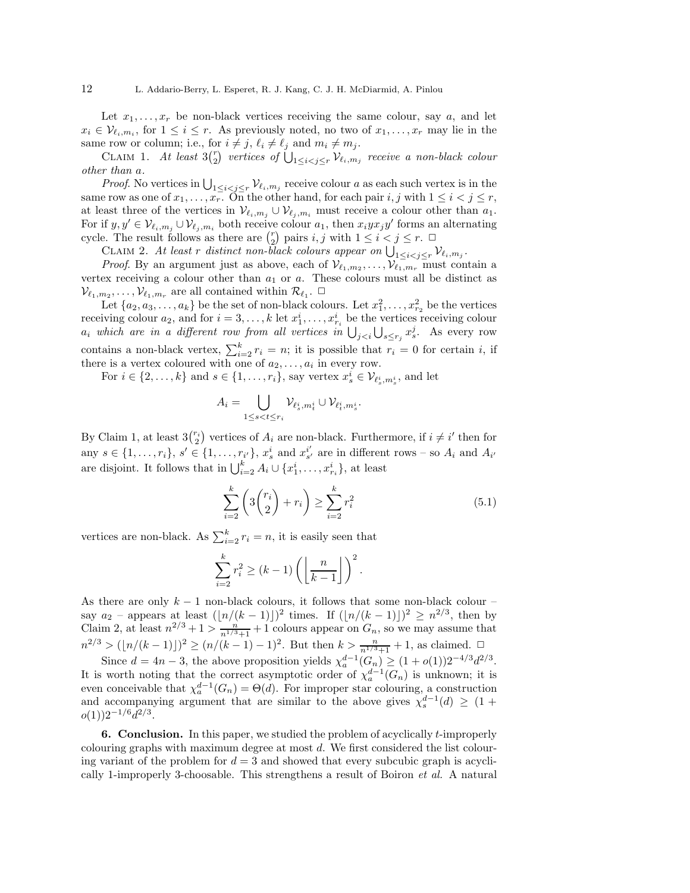Let $x_1, \ldots, x_r$ be non-black vertices receiving the same colour, say $a$, and let $x_i \in \mathcal{V}_{\ell_i, m_i}$, for $1 \le i \le r$. As previously noted, no two of $x_1, \ldots, x_r$ may lie in the same row or column; i.e., for $i \neq j$, $\ell_i \neq \ell_j$ and $m_i \neq m_j$.

Claim 1. *At least $3\binom{r}{2}$ vertices of $\bigcup_{1 \le i < j \le r} \mathcal{V}_{\ell_i, m_j}$ receive a non-black colour other than $a$.*

*Proof.* No vertices in $\bigcup_{1 \le i < j \le r} \mathcal{V}_{\ell_i, m_j}$ receive colour $a$ as each such vertex is in the same row as one of $x_1, \ldots, x_r$. On the other hand, for each pair $i, j$ with $1 \le i < j \le r$, at least three of the vertices in $\mathcal{V}_{\ell_i, m_j} \cup \mathcal{V}_{\ell_j, m_i}$ must receive a colour other than $a_1$. For if $y, y' \in \mathcal{V}_{\ell_i, m_j} \cup \mathcal{V}_{\ell_j, m_i}$ both receive colour $a_1$, then $x_i y x_j y'$ forms an alternating cycle. The result follows as there are $\binom{r}{2}$ pairs $i, j$ with $1 \le i < j \le r$. □

Claim 2. *At least $r$ distinct non-black colours appear on $\bigcup_{1 \le i < j \le r} \mathcal{V}_{\ell_i, m_j}$.*

*Proof.* By an argument just as above, each of $\mathcal{V}_{\ell_1, m_2}, \ldots, \mathcal{V}_{\ell_1, m_r}$ must contain a vertex receiving a colour other than $a_1$ or $a$. These colours must all be distinct as $\mathcal{V}_{\ell_1, m_2}, \ldots, \mathcal{V}_{\ell_1, m_r}$ are all contained within $\mathcal{R}_{\ell_1}$. □

Let $\{a_2, a_3, \ldots, a_k\}$ be the set of non-black colours. Let $x_1^2, \ldots, x_{r_2}^2$ be the vertices receiving colour $a_2$, and for $i = 3, \ldots, k$ let $x_1^i, \ldots, x_{r_i}^i$ be the vertices receiving colour $a_i$ *which are in a different row from all vertices in* $\bigcup_{j<i} \bigcup_{s \le r_j} x_s^j$. As every row contains a non-black vertex, $\sum_{i=2}^k r_i = n$; it is possible that $r_i = 0$ for certain $i$, if there is a vertex coloured with one of $a_2, \ldots, a_i$ in every row.

For $i \in \{2, \ldots, k\}$ and $s \in \{1, \ldots, r_i\}$, say vertex $x_s^i \in \mathcal{V}_{\ell_s^i, m_s^i}$, and let

$$A_i = \bigcup_{1 \le s < t \le r_i} \mathcal{V}_{\ell_s^i, m_t^i} \cup \mathcal{V}_{\ell_t^i, m_s^i}.$$

By Claim 1, at least $3\binom{r_i}{2}$ vertices of $A_i$ are non-black. Furthermore, if $i \neq i'$ then for any $s \in \{1, \ldots, r_i\}$, $s' \in \{1, \ldots, r_{i'}\}$, $x_s^i$ and $x_{s'}^{i'}$ are in different rows – so $A_i$ and $A_{i'}$ are disjoint. It follows that in $\bigcup_{i=2}^k A_i \cup \{x_1^i, \ldots, x_{r_i}^i\}$, at least

$$\sum_{i=2}^k \left( 3\binom{r_i}{2} + r_i \right) \ge \sum_{i=2}^k r_i^2 \tag{5.1}$$

vertices are non-black. As $\sum_{i=2}^k r_i = n$, it is easily seen that

$$\sum_{i=2}^k r_i^2 \ge (k-1) \left( \left\lfloor \frac{n}{k-1} \right\rfloor \right)^2.$$

As there are only $k-1$ non-black colours, it follows that some non-black colour – say $a_2$ – appears at least $(\lfloor n/(k-1) \rfloor)^2$ times. If $(\lfloor n/(k-1) \rfloor)^2 \ge n^{2/3}$, then by Claim 2, at least $n^{2/3} + 1 > \frac{n}{n^{1/3}+1} + 1$ colours appear on $G_n$, so we may assume that $n^{2/3} > (\lfloor n/(k-1) \rfloor)^2 \ge (n/(k-1) - 1)^2$. But then $k > \frac{n}{n^{1/3}+1} + 1$, as claimed. □

Since $d = 4n - 3$, the above proposition yields $\chi_a^{d-1}(G_n) \ge (1 + o(1)) 2^{-4/3} d^{2/3}$. It is worth noting that the correct asymptotic order of $\chi_a^{d-1}(G_n)$ is unknown; it is even conceivable that $\chi_a^{d-1}(G_n) = \Theta(d)$. For improper star colouring, a construction and accompanying argument that are similar to the above gives $\chi_s^{d-1}(d) \ge (1 + o(1)) 2^{-1/6} d^{2/3}$.

## 6. Conclusion.

In this paper, we studied the problem of acyclically $t$-improperly colouring graphs with maximum degree at most $d$. We first considered the list colouring variant of the problem for $d = 3$ and showed that every subcubic graph is acyclically 1-improperly 3-choosable. This strengthens a result of Boiron *et al.* A natural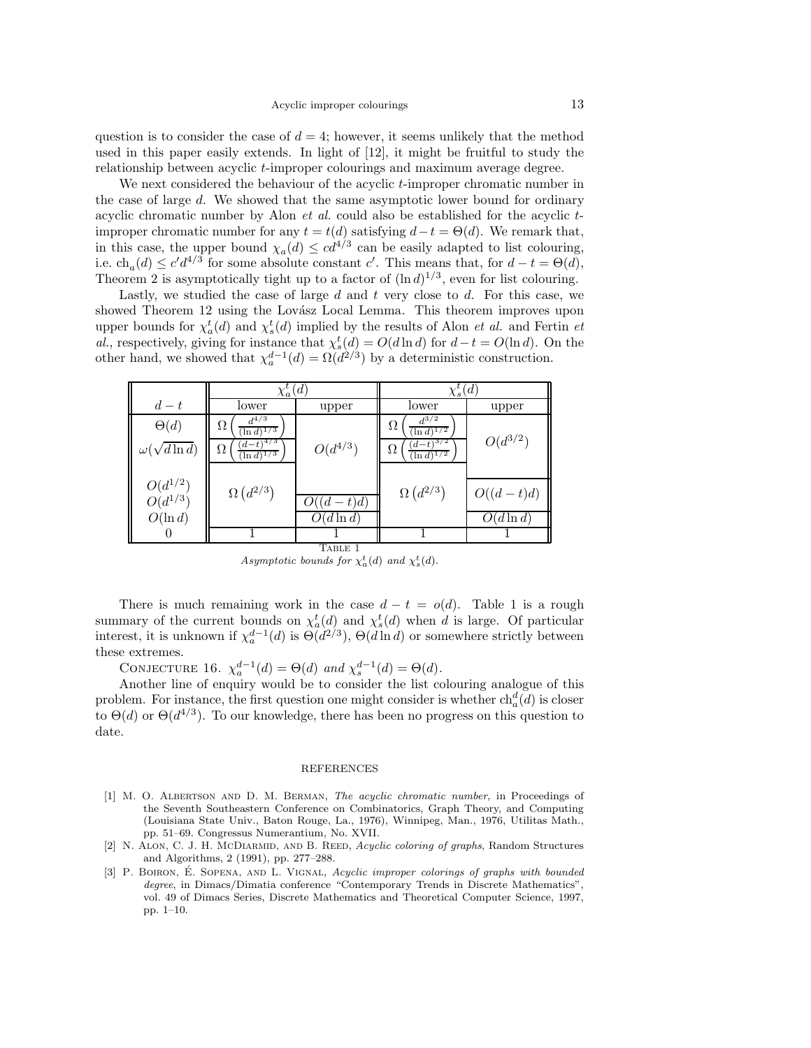question is to consider the case of $d = 4$; however, it seems unlikely that the method used in this paper easily extends. In light of [12], it might be fruitful to study the relationship between acyclic $t$-improper colourings and maximum average degree.

We next considered the behaviour of the acyclic $t$-improper chromatic number in the case of large $d$. We showed that the same asymptotic lower bound for ordinary acyclic chromatic number by Alon *et al.* could also be established for the acyclic $t$-improper chromatic number for any $t = t(d)$ satisfying $d - t = \Theta(d)$. We remark that, in this case, the upper bound $\chi_a(d) \leq cd^{4/3}$ can be easily adapted to list colouring, i.e. $\mathrm{ch}_a(d) \leq c'd^{4/3}$ for some absolute constant $c'$. This means that, for $d - t = \Theta(d)$, Theorem 2 is asymptotically tight up to a factor of $(\ln d)^{1/3}$, even for list colouring.

Lastly, we studied the case of large $d$ and $t$ very close to $d$. For this case, we showed Theorem 12 using the Lovász Local Lemma. This theorem improves upon upper bounds for $\chi_a^t(d)$ and $\chi_s^t(d)$ implied by the results of Alon *et al.* and Fertin *et al.*, respectively, giving for instance that $\chi_s^t(d) = O(d \ln d)$ for $d - t = O(\ln d)$. On the other hand, we showed that $\chi_a^{d-1}(d) = \Omega(d^{2/3})$ by a deterministic construction.

| | $\chi_a^t(d)$ | | $\chi_s^t(d)$ | |
|---|---|---|---|---|
| $d - t$ | lower | upper | lower | upper |
| $\Theta(d)$ | $\Omega\left(\frac{d^{4/3}}{(\ln d)^{1/3}}\right)$ | $O(d^{4/3})$ | $\Omega\left(\frac{d^{3/2}}{(\ln d)^{1/2}}\right)$ | $O(d^{3/2})$ |
| $\omega(\sqrt{d \ln d})$ | $\Omega\left(\frac{(d-t)^{4/3}}{(\ln d)^{1/3}}\right)$ | $O(d^{4/3})$ | $\Omega\left(\frac{(d-t)^{3/2}}{(\ln d)^{1/2}}\right)$ | $O(d^{3/2})$ |
| $O(d^{1/2})$ | $\Omega\left(d^{2/3}\right)$ | $O(d^{4/3})$ | $\Omega\left(d^{2/3}\right)$ | $O((d-t)d)$ |
| $O(d^{1/3})$ | $\Omega\left(d^{2/3}\right)$ | $O((d-t)d)$ | $\Omega\left(d^{2/3}\right)$ | $O((d-t)d)$ |
| $O(\ln d)$ | $\Omega\left(d^{2/3}\right)$ | $O(d \ln d)$ | $\Omega\left(d^{2/3}\right)$ | $O(d \ln d)$ |
| $0$ | $1$ | $1$ | $1$ | $1$ |

TABLE 1
*Asymptotic bounds for $\chi_a^t(d)$ and $\chi_s^t(d)$.*

There is much remaining work in the case $d - t = o(d)$. Table 1 is a rough summary of the current bounds on $\chi_a^t(d)$ and $\chi_s^t(d)$ when $d$ is large. Of particular interest, it is unknown if $\chi_a^{d-1}(d)$ is $\Theta(d^{2/3})$, $\Theta(d \ln d)$ or somewhere strictly between these extremes.

CONJECTURE 16. *$\chi_a^{d-1}(d) = \Theta(d)$ and $\chi_s^{d-1}(d) = \Theta(d)$.*

Another line of enquiry would be to consider the list colouring analogue of this problem. For instance, the first question one might consider is whether $\mathrm{ch}_a^d(d)$ is closer to $\Theta(d)$ or $\Theta(d^{4/3})$. To our knowledge, there has been no progress on this question to date.

## REFERENCES

[1] M. O. Albertson and D. M. Berman, *The acyclic chromatic number*, in Proceedings of the Seventh Southeastern Conference on Combinatorics, Graph Theory, and Computing (Louisiana State Univ., Baton Rouge, La., 1976), Winnipeg, Man., 1976, Utilitas Math., pp. 51–69. Congressus Numerantium, No. XVII.

[2] N. Alon, C. J. H. McDiarmid, and B. Reed, *Acyclic coloring of graphs*, Random Structures and Algorithms, 2 (1991), pp. 277–288.

[3] P. Boiron, É. Sopena, and L. Vignal, *Acyclic improper colorings of graphs with bounded degree*, in Dimacs/Dimatia conference "Contemporary Trends in Discrete Mathematics", vol. 49 of Dimacs Series, Discrete Mathematics and Theoretical Computer Science, 1997, pp. 1–10.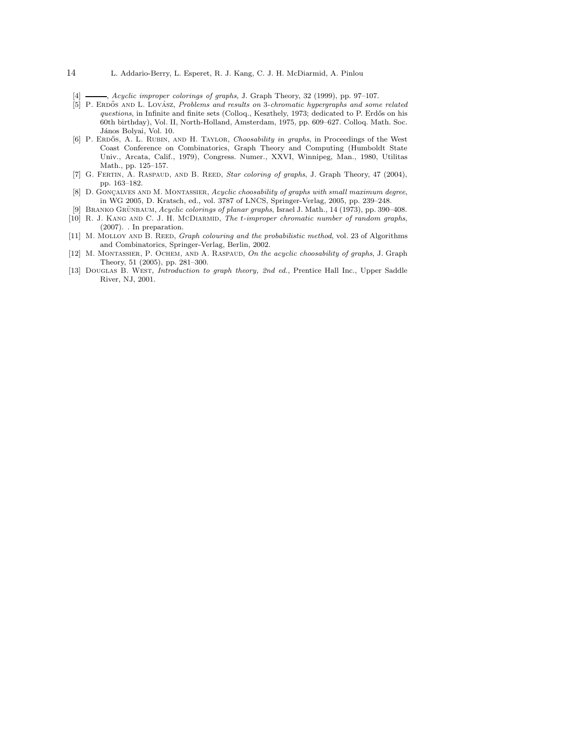[4] ———, *Acyclic improper colorings of graphs*, J. Graph Theory, 32 (1999), pp. 97–107.

[5] P. Erdős and L. Lovász, *Problems and results on 3-chromatic hypergraphs and some related questions*, in Infinite and finite sets (Colloq., Keszthely, 1973; dedicated to P. Erdős on his 60th birthday), Vol. II, North-Holland, Amsterdam, 1975, pp. 609–627. Colloq. Math. Soc. János Bolyai, Vol. 10.

[6] P. Erdős, A. L. Rubin, and H. Taylor, *Choosability in graphs*, in Proceedings of the West Coast Conference on Combinatorics, Graph Theory and Computing (Humboldt State Univ., Arcata, Calif., 1979), Congress. Numer., XXVI, Winnipeg, Man., 1980, Utilitas Math., pp. 125–157.

[7] G. Fertin, A. Raspaud, and B. Reed, *Star coloring of graphs*, J. Graph Theory, 47 (2004), pp. 163–182.

[8] D. Gonçalves and M. Montassier, *Acyclic choosability of graphs with small maximum degree*, in WG 2005, D. Kratsch, ed., vol. 3787 of LNCS, Springer-Verlag, 2005, pp. 239–248.

[9] Branko Grünbaum, *Acyclic colorings of planar graphs*, Israel J. Math., 14 (1973), pp. 390–408.

[10] R. J. Kang and C. J. H. McDiarmid, *The t-improper chromatic number of random graphs*, (2007). . In preparation.

[11] M. Molloy and B. Reed, *Graph colouring and the probabilistic method*, vol. 23 of Algorithms and Combinatorics, Springer-Verlag, Berlin, 2002.

[12] M. Montassier, P. Ochem, and A. Raspaud, *On the acyclic choosability of graphs*, J. Graph Theory, 51 (2005), pp. 281–300.

[13] Douglas B. West, *Introduction to graph theory, 2nd ed.*, Prentice Hall Inc., Upper Saddle River, NJ, 2001.